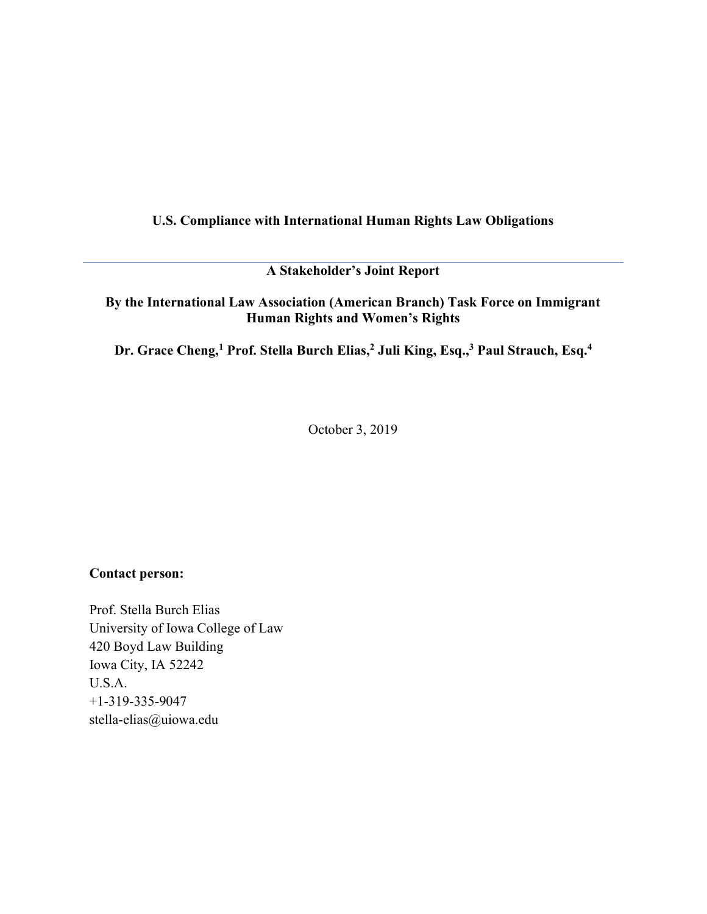**U.S. Compliance with International Human Rights Law Obligations**

---

**A Stakeholder's Joint Report**

**By the International Law Association (American Branch) Task Force on Immigrant Human Rights and Women's Rights**

**Dr. Grace Cheng,[1] Prof. Stella Burch Elias,[2] Juli King, Esq.,[3] Paul Strauch, Esq.[4]**

October 3, 2019

**Contact person:**

Prof. Stella Burch Elias
University of Iowa College of Law
420 Boyd Law Building
Iowa City, IA 52242
U.S.A.
+1-319-335-9047
stella-elias@uiowa.edu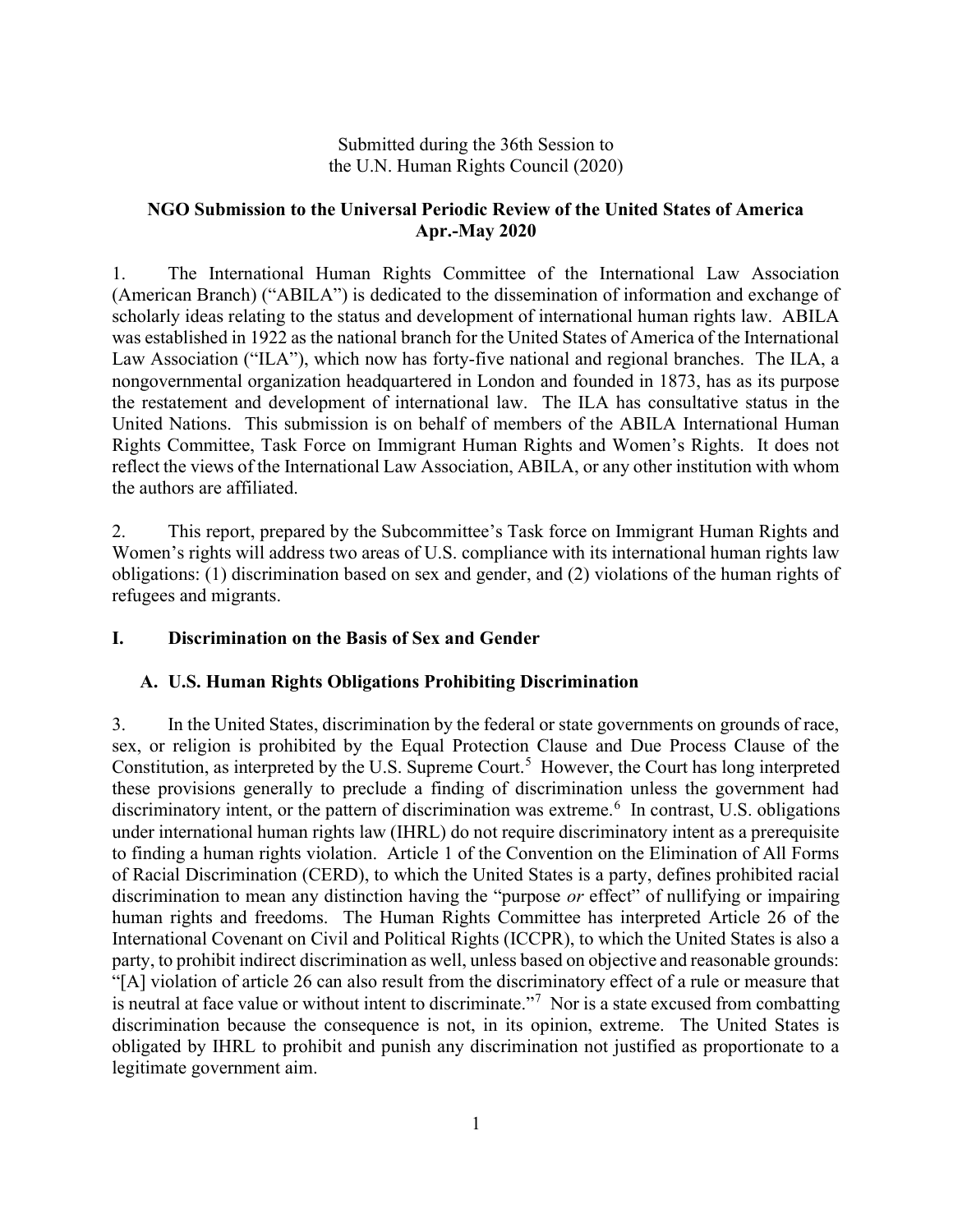Submitted during the 36th Session to
the U.N. Human Rights Council (2020)

**NGO Submission to the Universal Periodic Review of the United States of America**
**Apr.-May 2020**

1. The International Human Rights Committee of the International Law Association (American Branch) ("ABILA") is dedicated to the dissemination of information and exchange of scholarly ideas relating to the status and development of international human rights law. ABILA was established in 1922 as the national branch for the United States of America of the International Law Association ("ILA"), which now has forty-five national and regional branches. The ILA, a nongovernmental organization headquartered in London and founded in 1873, has as its purpose the restatement and development of international law. The ILA has consultative status in the United Nations. This submission is on behalf of members of the ABILA International Human Rights Committee, Task Force on Immigrant Human Rights and Women's Rights. It does not reflect the views of the International Law Association, ABILA, or any other institution with whom the authors are affiliated.

2. This report, prepared by the Subcommittee's Task force on Immigrant Human Rights and Women's rights will address two areas of U.S. compliance with its international human rights law obligations: (1) discrimination based on sex and gender, and (2) violations of the human rights of refugees and migrants.

## I. Discrimination on the Basis of Sex and Gender

### A. U.S. Human Rights Obligations Prohibiting Discrimination

3. In the United States, discrimination by the federal or state governments on grounds of race, sex, or religion is prohibited by the Equal Protection Clause and Due Process Clause of the Constitution, as interpreted by the U.S. Supreme Court.[5] However, the Court has long interpreted these provisions generally to preclude a finding of discrimination unless the government had discriminatory intent, or the pattern of discrimination was extreme.[6] In contrast, U.S. obligations under international human rights law (IHRL) do not require discriminatory intent as a prerequisite to finding a human rights violation. Article 1 of the Convention on the Elimination of All Forms of Racial Discrimination (CERD), to which the United States is a party, defines prohibited racial discrimination to mean any distinction having the "purpose *or* effect" of nullifying or impairing human rights and freedoms. The Human Rights Committee has interpreted Article 26 of the International Covenant on Civil and Political Rights (ICCPR), to which the United States is also a party, to prohibit indirect discrimination as well, unless based on objective and reasonable grounds: "[A] violation of article 26 can also result from the discriminatory effect of a rule or measure that is neutral at face value or without intent to discriminate."[7] Nor is a state excused from combatting discrimination because the consequence is not, in its opinion, extreme. The United States is obligated by IHRL to prohibit and punish any discrimination not justified as proportionate to a legitimate government aim.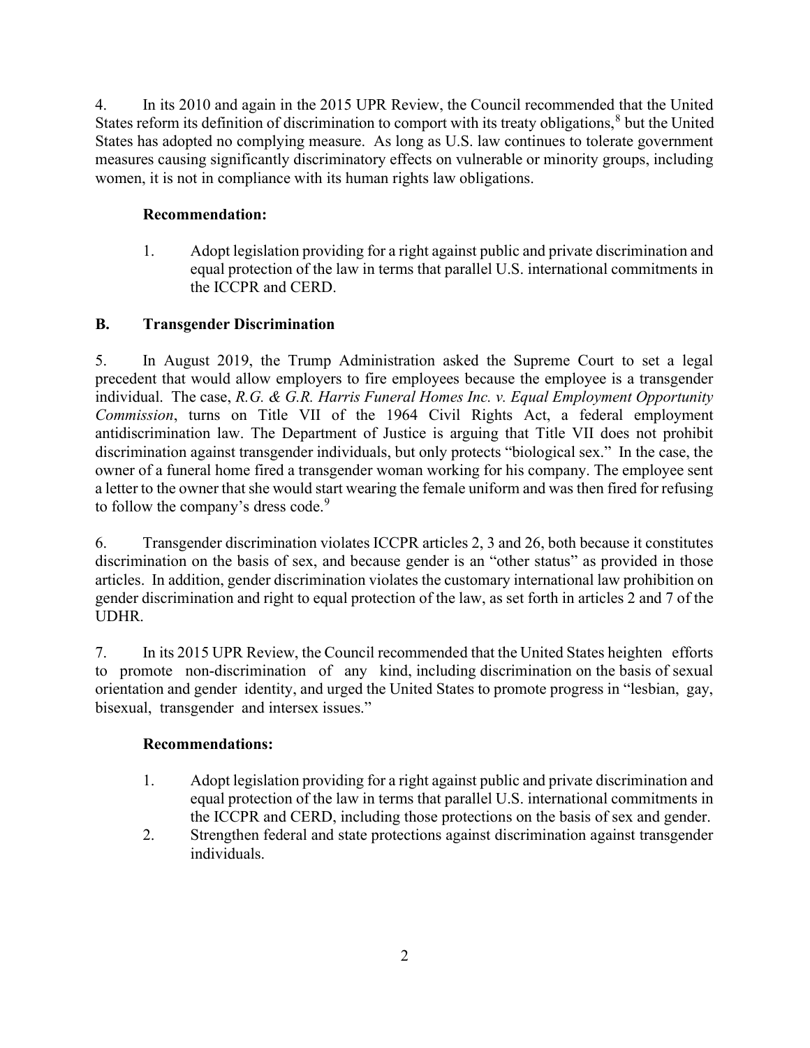4. In its 2010 and again in the 2015 UPR Review, the Council recommended that the United States reform its definition of discrimination to comport with its treaty obligations,[8] but the United States has adopted no complying measure. As long as U.S. law continues to tolerate government measures causing significantly discriminatory effects on vulnerable or minority groups, including women, it is not in compliance with its human rights law obligations.

**Recommendation:**

1. Adopt legislation providing for a right against public and private discrimination and equal protection of the law in terms that parallel U.S. international commitments in the ICCPR and CERD.

## B. Transgender Discrimination

5. In August 2019, the Trump Administration asked the Supreme Court to set a legal precedent that would allow employers to fire employees because the employee is a transgender individual. The case, *R.G. & G.R. Harris Funeral Homes Inc. v. Equal Employment Opportunity Commission*, turns on Title VII of the 1964 Civil Rights Act, a federal employment antidiscrimination law. The Department of Justice is arguing that Title VII does not prohibit discrimination against transgender individuals, but only protects "biological sex." In the case, the owner of a funeral home fired a transgender woman working for his company. The employee sent a letter to the owner that she would start wearing the female uniform and was then fired for refusing to follow the company's dress code.[9]

6. Transgender discrimination violates ICCPR articles 2, 3 and 26, both because it constitutes discrimination on the basis of sex, and because gender is an "other status" as provided in those articles. In addition, gender discrimination violates the customary international law prohibition on gender discrimination and right to equal protection of the law, as set forth in articles 2 and 7 of the UDHR.

7. In its 2015 UPR Review, the Council recommended that the United States heighten efforts to promote non-discrimination of any kind, including discrimination on the basis of sexual orientation and gender identity, and urged the United States to promote progress in "lesbian, gay, bisexual, transgender and intersex issues."

**Recommendations:**

1. Adopt legislation providing for a right against public and private discrimination and equal protection of the law in terms that parallel U.S. international commitments in the ICCPR and CERD, including those protections on the basis of sex and gender.
2. Strengthen federal and state protections against discrimination against transgender individuals.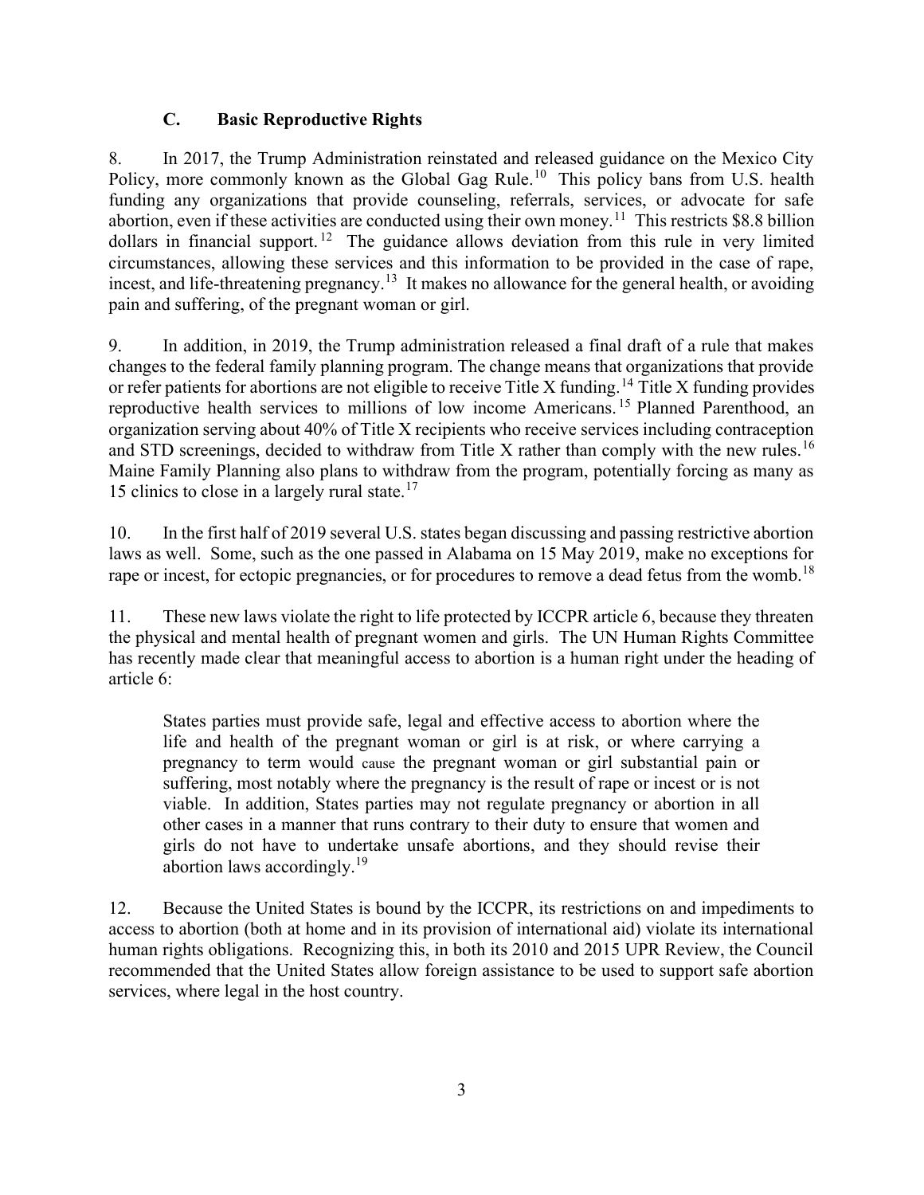### C. Basic Reproductive Rights

8. In 2017, the Trump Administration reinstated and released guidance on the Mexico City Policy, more commonly known as the Global Gag Rule.[10] This policy bans from U.S. health funding any organizations that provide counseling, referrals, services, or advocate for safe abortion, even if these activities are conducted using their own money.[11] This restricts \$8.8 billion dollars in financial support.[12] The guidance allows deviation from this rule in very limited circumstances, allowing these services and this information to be provided in the case of rape, incest, and life-threatening pregnancy.[13] It makes no allowance for the general health, or avoiding pain and suffering, of the pregnant woman or girl.

9. In addition, in 2019, the Trump administration released a final draft of a rule that makes changes to the federal family planning program. The change means that organizations that provide or refer patients for abortions are not eligible to receive Title X funding.[14] Title X funding provides reproductive health services to millions of low income Americans.[15] Planned Parenthood, an organization serving about 40% of Title X recipients who receive services including contraception and STD screenings, decided to withdraw from Title X rather than comply with the new rules.[16] Maine Family Planning also plans to withdraw from the program, potentially forcing as many as 15 clinics to close in a largely rural state.[17]

10. In the first half of 2019 several U.S. states began discussing and passing restrictive abortion laws as well. Some, such as the one passed in Alabama on 15 May 2019, make no exceptions for rape or incest, for ectopic pregnancies, or for procedures to remove a dead fetus from the womb.[18]

11. These new laws violate the right to life protected by ICCPR article 6, because they threaten the physical and mental health of pregnant women and girls. The UN Human Rights Committee has recently made clear that meaningful access to abortion is a human right under the heading of article 6:

> States parties must provide safe, legal and effective access to abortion where the life and health of the pregnant woman or girl is at risk, or where carrying a pregnancy to term would cause the pregnant woman or girl substantial pain or suffering, most notably where the pregnancy is the result of rape or incest or is not viable. In addition, States parties may not regulate pregnancy or abortion in all other cases in a manner that runs contrary to their duty to ensure that women and girls do not have to undertake unsafe abortions, and they should revise their abortion laws accordingly.[19]

12. Because the United States is bound by the ICCPR, its restrictions on and impediments to access to abortion (both at home and in its provision of international aid) violate its international human rights obligations. Recognizing this, in both its 2010 and 2015 UPR Review, the Council recommended that the United States allow foreign assistance to be used to support safe abortion services, where legal in the host country.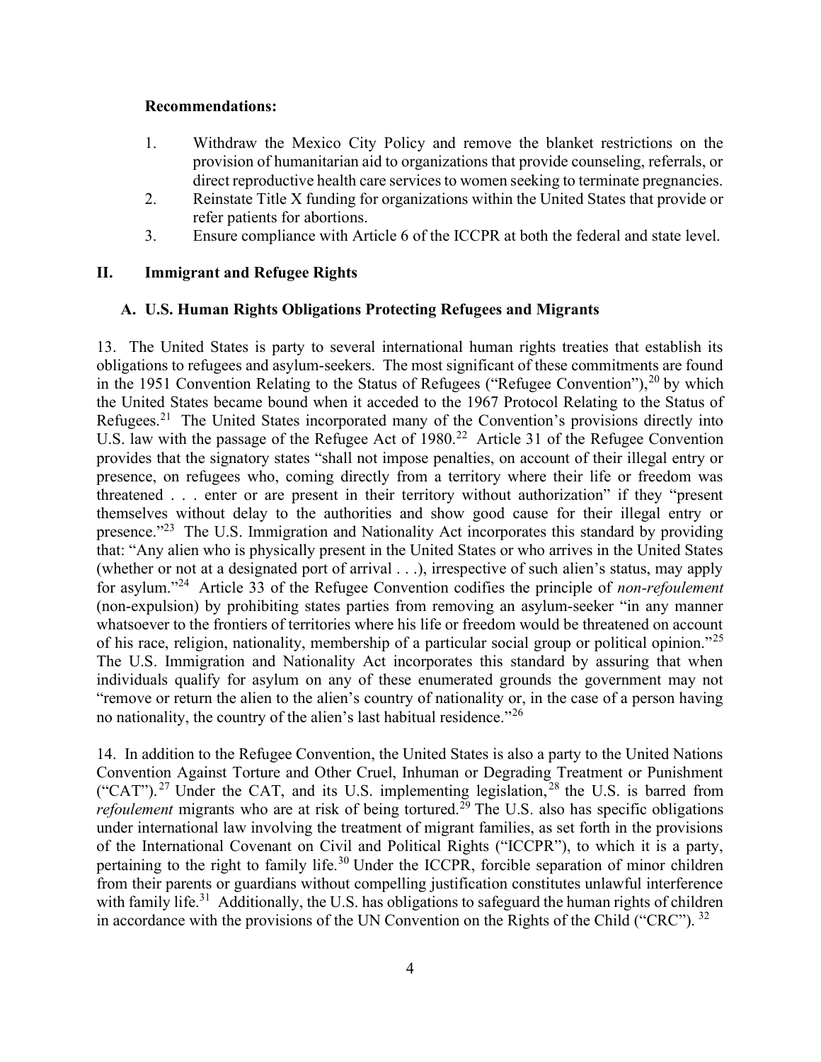**Recommendations:**

1. Withdraw the Mexico City Policy and remove the blanket restrictions on the provision of humanitarian aid to organizations that provide counseling, referrals, or direct reproductive health care services to women seeking to terminate pregnancies.
2. Reinstate Title X funding for organizations within the United States that provide or refer patients for abortions.
3. Ensure compliance with Article 6 of the ICCPR at both the federal and state level.

## II. Immigrant and Refugee Rights

### A. U.S. Human Rights Obligations Protecting Refugees and Migrants

13. The United States is party to several international human rights treaties that establish its obligations to refugees and asylum-seekers. The most significant of these commitments are found in the 1951 Convention Relating to the Status of Refugees ("Refugee Convention"),[20] by which the United States became bound when it acceded to the 1967 Protocol Relating to the Status of Refugees.[21] The United States incorporated many of the Convention's provisions directly into U.S. law with the passage of the Refugee Act of 1980.[22] Article 31 of the Refugee Convention provides that the signatory states "shall not impose penalties, on account of their illegal entry or presence, on refugees who, coming directly from a territory where their life or freedom was threatened . . . enter or are present in their territory without authorization" if they "present themselves without delay to the authorities and show good cause for their illegal entry or presence."[23] The U.S. Immigration and Nationality Act incorporates this standard by providing that: "Any alien who is physically present in the United States or who arrives in the United States (whether or not at a designated port of arrival . . .), irrespective of such alien's status, may apply for asylum."[24] Article 33 of the Refugee Convention codifies the principle of *non-refoulement* (non-expulsion) by prohibiting states parties from removing an asylum-seeker "in any manner whatsoever to the frontiers of territories where his life or freedom would be threatened on account of his race, religion, nationality, membership of a particular social group or political opinion."[25] The U.S. Immigration and Nationality Act incorporates this standard by assuring that when individuals qualify for asylum on any of these enumerated grounds the government may not "remove or return the alien to the alien's country of nationality or, in the case of a person having no nationality, the country of the alien's last habitual residence."[26]

14. In addition to the Refugee Convention, the United States is also a party to the United Nations Convention Against Torture and Other Cruel, Inhuman or Degrading Treatment or Punishment ("CAT").[27] Under the CAT, and its U.S. implementing legislation,[28] the U.S. is barred from *refoulement* migrants who are at risk of being tortured.[29] The U.S. also has specific obligations under international law involving the treatment of migrant families, as set forth in the provisions of the International Covenant on Civil and Political Rights ("ICCPR"), to which it is a party, pertaining to the right to family life.[30] Under the ICCPR, forcible separation of minor children from their parents or guardians without compelling justification constitutes unlawful interference with family life.[31] Additionally, the U.S. has obligations to safeguard the human rights of children in accordance with the provisions of the UN Convention on the Rights of the Child ("CRC").[32]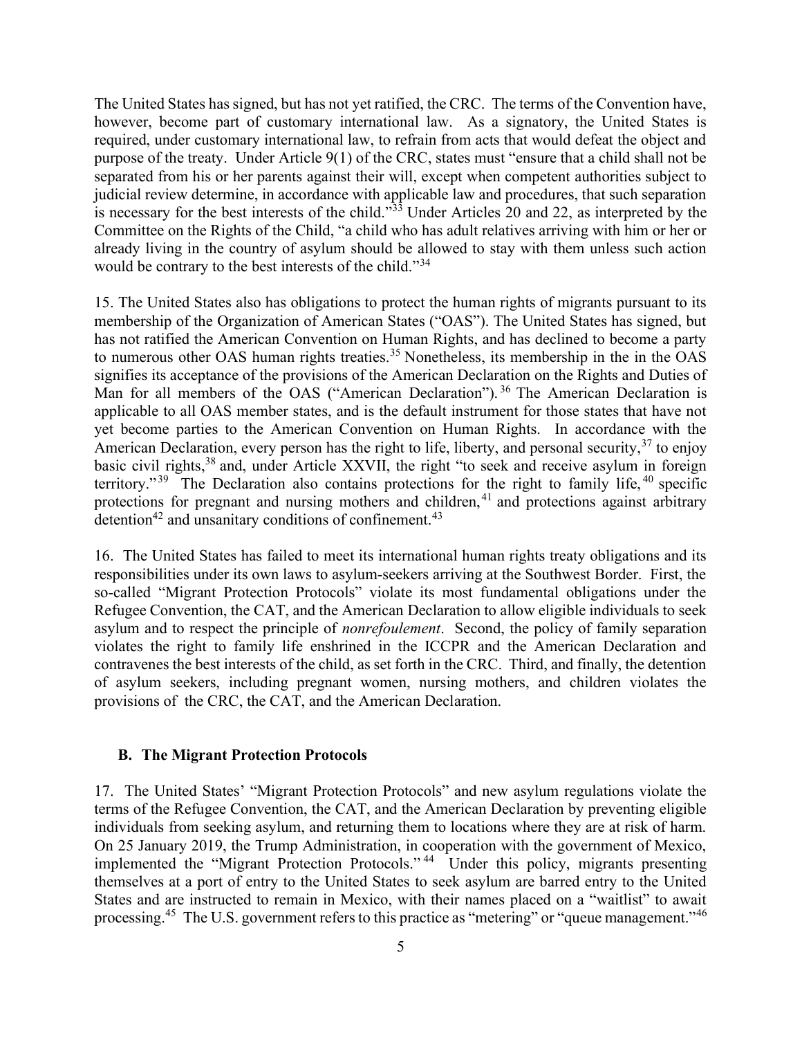The United States has signed, but has not yet ratified, the CRC. The terms of the Convention have, however, become part of customary international law. As a signatory, the United States is required, under customary international law, to refrain from acts that would defeat the object and purpose of the treaty. Under Article 9(1) of the CRC, states must "ensure that a child shall not be separated from his or her parents against their will, except when competent authorities subject to judicial review determine, in accordance with applicable law and procedures, that such separation is necessary for the best interests of the child."[33] Under Articles 20 and 22, as interpreted by the Committee on the Rights of the Child, "a child who has adult relatives arriving with him or her or already living in the country of asylum should be allowed to stay with them unless such action would be contrary to the best interests of the child."[34]

15. The United States also has obligations to protect the human rights of migrants pursuant to its membership of the Organization of American States ("OAS"). The United States has signed, but has not ratified the American Convention on Human Rights, and has declined to become a party to numerous other OAS human rights treaties.[35] Nonetheless, its membership in the in the OAS signifies its acceptance of the provisions of the American Declaration on the Rights and Duties of Man for all members of the OAS ("American Declaration").[36] The American Declaration is applicable to all OAS member states, and is the default instrument for those states that have not yet become parties to the American Convention on Human Rights. In accordance with the American Declaration, every person has the right to life, liberty, and personal security,[37] to enjoy basic civil rights,[38] and, under Article XXVII, the right "to seek and receive asylum in foreign territory."[39] The Declaration also contains protections for the right to family life,[40] specific protections for pregnant and nursing mothers and children,[41] and protections against arbitrary detention[42] and unsanitary conditions of confinement.[43]

16. The United States has failed to meet its international human rights treaty obligations and its responsibilities under its own laws to asylum-seekers arriving at the Southwest Border. First, the so-called "Migrant Protection Protocols" violate its most fundamental obligations under the Refugee Convention, the CAT, and the American Declaration to allow eligible individuals to seek asylum and to respect the principle of *nonrefoulement*. Second, the policy of family separation violates the right to family life enshrined in the ICCPR and the American Declaration and contravenes the best interests of the child, as set forth in the CRC. Third, and finally, the detention of asylum seekers, including pregnant women, nursing mothers, and children violates the provisions of the CRC, the CAT, and the American Declaration.

### B. The Migrant Protection Protocols

17. The United States' "Migrant Protection Protocols" and new asylum regulations violate the terms of the Refugee Convention, the CAT, and the American Declaration by preventing eligible individuals from seeking asylum, and returning them to locations where they are at risk of harm. On 25 January 2019, the Trump Administration, in cooperation with the government of Mexico, implemented the "Migrant Protection Protocols."[44] Under this policy, migrants presenting themselves at a port of entry to the United States to seek asylum are barred entry to the United States and are instructed to remain in Mexico, with their names placed on a "waitlist" to await processing.[45] The U.S. government refers to this practice as "metering" or "queue management."[46]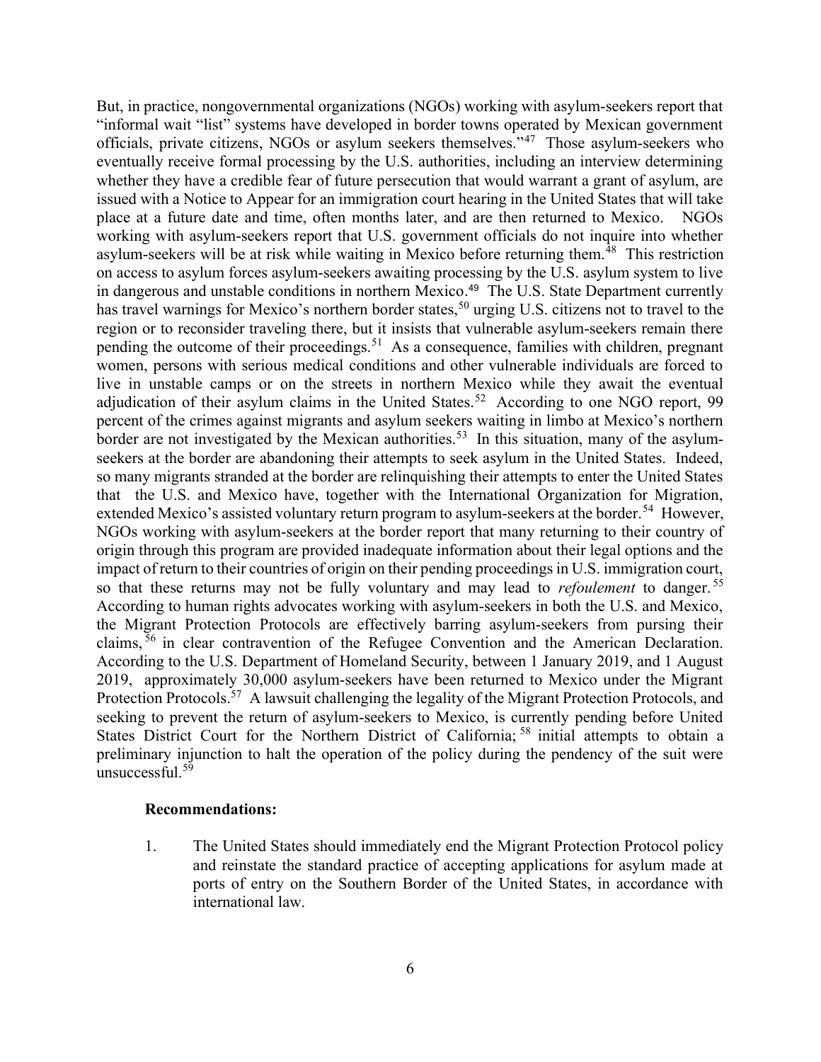But, in practice, nongovernmental organizations (NGOs) working with asylum-seekers report that "informal wait "list" systems have developed in border towns operated by Mexican government officials, private citizens, NGOs or asylum seekers themselves."[47] Those asylum-seekers who eventually receive formal processing by the U.S. authorities, including an interview determining whether they have a credible fear of future persecution that would warrant a grant of asylum, are issued with a Notice to Appear for an immigration court hearing in the United States that will take place at a future date and time, often months later, and are then returned to Mexico. NGOs working with asylum-seekers report that U.S. government officials do not inquire into whether asylum-seekers will be at risk while waiting in Mexico before returning them.[48] This restriction on access to asylum forces asylum-seekers awaiting processing by the U.S. asylum system to live in dangerous and unstable conditions in northern Mexico.[49] The U.S. State Department currently has travel warnings for Mexico's northern border states,[50] urging U.S. citizens not to travel to the region or to reconsider traveling there, but it insists that vulnerable asylum-seekers remain there pending the outcome of their proceedings.[51] As a consequence, families with children, pregnant women, persons with serious medical conditions and other vulnerable individuals are forced to live in unstable camps or on the streets in northern Mexico while they await the eventual adjudication of their asylum claims in the United States.[52] According to one NGO report, 99 percent of the crimes against migrants and asylum seekers waiting in limbo at Mexico's northern border are not investigated by the Mexican authorities.[53] In this situation, many of the asylum-seekers at the border are abandoning their attempts to seek asylum in the United States. Indeed, so many migrants stranded at the border are relinquishing their attempts to enter the United States that the U.S. and Mexico have, together with the International Organization for Migration, extended Mexico's assisted voluntary return program to asylum-seekers at the border.[54] However, NGOs working with asylum-seekers at the border report that many returning to their country of origin through this program are provided inadequate information about their legal options and the impact of return to their countries of origin on their pending proceedings in U.S. immigration court, so that these returns may not be fully voluntary and may lead to *refoulement* to danger.[55] According to human rights advocates working with asylum-seekers in both the U.S. and Mexico, the Migrant Protection Protocols are effectively barring asylum-seekers from pursing their claims,[56] in clear contravention of the Refugee Convention and the American Declaration. According to the U.S. Department of Homeland Security, between 1 January 2019, and 1 August 2019, approximately 30,000 asylum-seekers have been returned to Mexico under the Migrant Protection Protocols.[57] A lawsuit challenging the legality of the Migrant Protection Protocols, and seeking to prevent the return of asylum-seekers to Mexico, is currently pending before United States District Court for the Northern District of California;[58] initial attempts to obtain a preliminary injunction to halt the operation of the policy during the pendency of the suit were unsuccessful.[59]

**Recommendations:**

1. The United States should immediately end the Migrant Protection Protocol policy and reinstate the standard practice of accepting applications for asylum made at ports of entry on the Southern Border of the United States, in accordance with international law.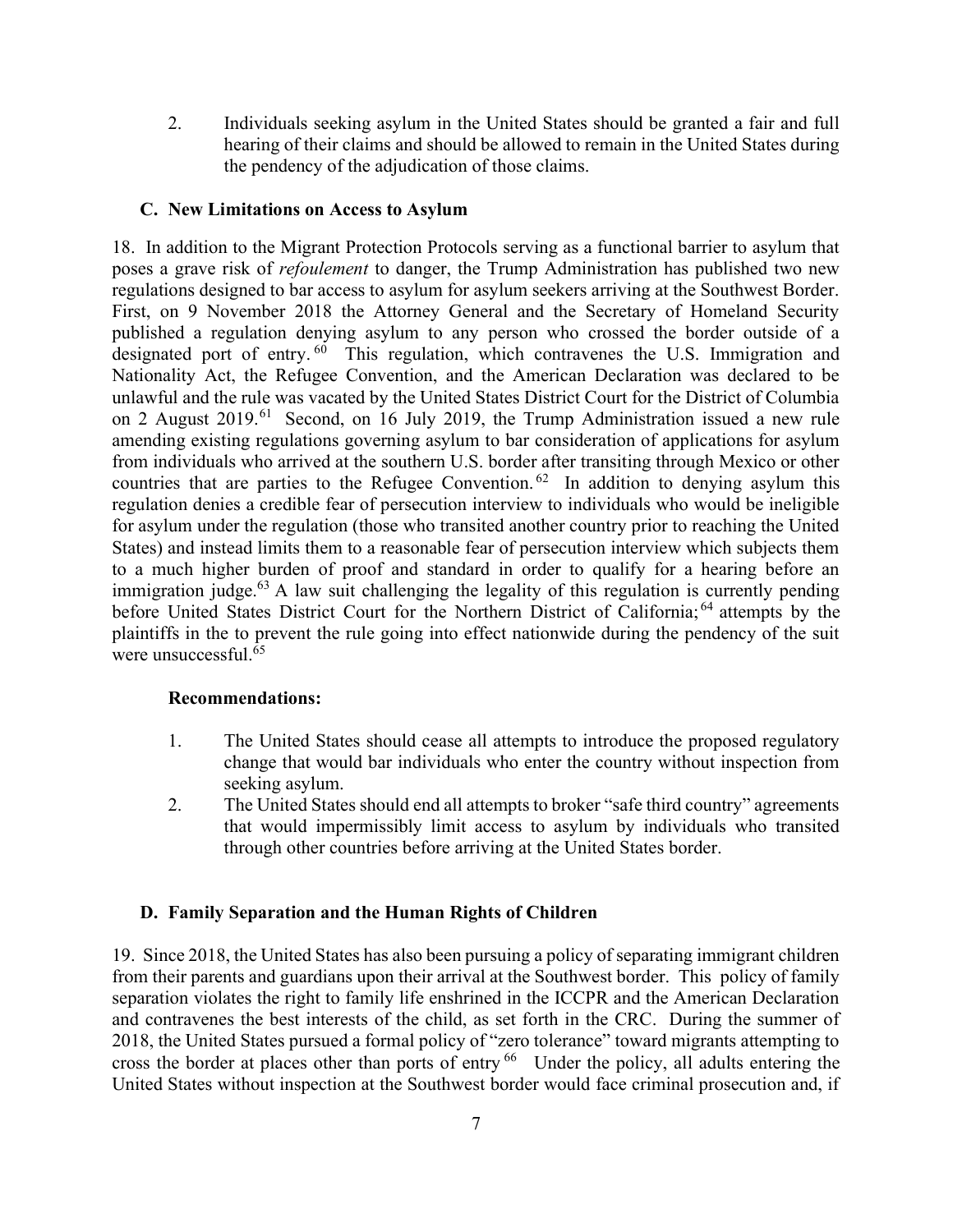2. Individuals seeking asylum in the United States should be granted a fair and full hearing of their claims and should be allowed to remain in the United States during the pendency of the adjudication of those claims.

### C. New Limitations on Access to Asylum

18. In addition to the Migrant Protection Protocols serving as a functional barrier to asylum that poses a grave risk of *refoulement* to danger, the Trump Administration has published two new regulations designed to bar access to asylum for asylum seekers arriving at the Southwest Border. First, on 9 November 2018 the Attorney General and the Secretary of Homeland Security published a regulation denying asylum to any person who crossed the border outside of a designated port of entry.[60] This regulation, which contravenes the U.S. Immigration and Nationality Act, the Refugee Convention, and the American Declaration was declared to be unlawful and the rule was vacated by the United States District Court for the District of Columbia on 2 August 2019.[61] Second, on 16 July 2019, the Trump Administration issued a new rule amending existing regulations governing asylum to bar consideration of applications for asylum from individuals who arrived at the southern U.S. border after transiting through Mexico or other countries that are parties to the Refugee Convention.[62] In addition to denying asylum this regulation denies a credible fear of persecution interview to individuals who would be ineligible for asylum under the regulation (those who transited another country prior to reaching the United States) and instead limits them to a reasonable fear of persecution interview which subjects them to a much higher burden of proof and standard in order to qualify for a hearing before an immigration judge.[63] A law suit challenging the legality of this regulation is currently pending before United States District Court for the Northern District of California;[64] attempts by the plaintiffs in the to prevent the rule going into effect nationwide during the pendency of the suit were unsuccessful.[65]

**Recommendations:**

1. The United States should cease all attempts to introduce the proposed regulatory change that would bar individuals who enter the country without inspection from seeking asylum.
2. The United States should end all attempts to broker "safe third country" agreements that would impermissibly limit access to asylum by individuals who transited through other countries before arriving at the United States border.

### D. Family Separation and the Human Rights of Children

19. Since 2018, the United States has also been pursuing a policy of separating immigrant children from their parents and guardians upon their arrival at the Southwest border. This policy of family separation violates the right to family life enshrined in the ICCPR and the American Declaration and contravenes the best interests of the child, as set forth in the CRC. During the summer of 2018, the United States pursued a formal policy of "zero tolerance" toward migrants attempting to cross the border at places other than ports of entry[66] Under the policy, all adults entering the United States without inspection at the Southwest border would face criminal prosecution and, if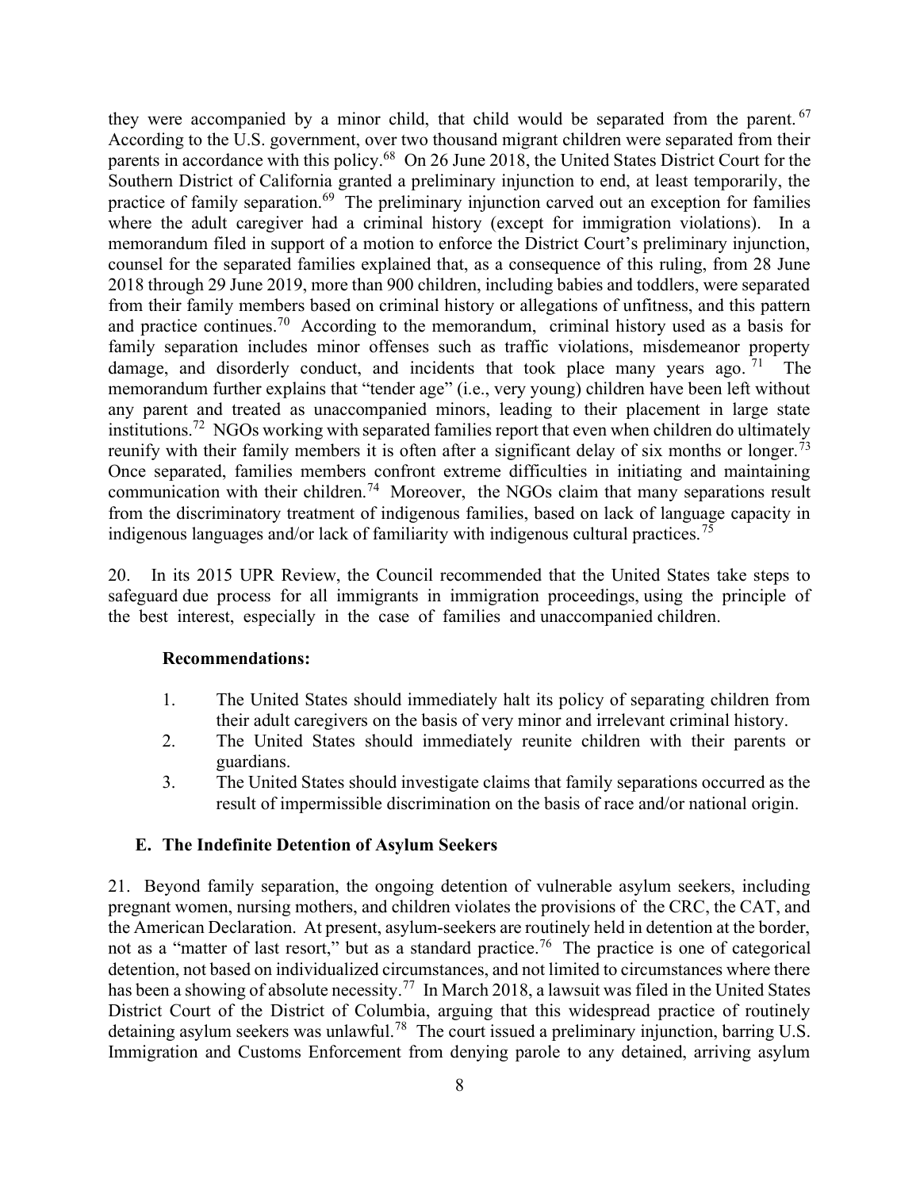they were accompanied by a minor child, that child would be separated from the parent.[67] According to the U.S. government, over two thousand migrant children were separated from their parents in accordance with this policy.[68] On 26 June 2018, the United States District Court for the Southern District of California granted a preliminary injunction to end, at least temporarily, the practice of family separation.[69] The preliminary injunction carved out an exception for families where the adult caregiver had a criminal history (except for immigration violations). In a memorandum filed in support of a motion to enforce the District Court's preliminary injunction, counsel for the separated families explained that, as a consequence of this ruling, from 28 June 2018 through 29 June 2019, more than 900 children, including babies and toddlers, were separated from their family members based on criminal history or allegations of unfitness, and this pattern and practice continues.[70] According to the memorandum, criminal history used as a basis for family separation includes minor offenses such as traffic violations, misdemeanor property damage, and disorderly conduct, and incidents that took place many years ago.[71] The memorandum further explains that "tender age" (i.e., very young) children have been left without any parent and treated as unaccompanied minors, leading to their placement in large state institutions.[72] NGOs working with separated families report that even when children do ultimately reunify with their family members it is often after a significant delay of six months or longer.[73] Once separated, families members confront extreme difficulties in initiating and maintaining communication with their children.[74] Moreover, the NGOs claim that many separations result from the discriminatory treatment of indigenous families, based on lack of language capacity in indigenous languages and/or lack of familiarity with indigenous cultural practices.[75]

20. In its 2015 UPR Review, the Council recommended that the United States take steps to safeguard due process for all immigrants in immigration proceedings, using the principle of the best interest, especially in the case of families and unaccompanied children.

**Recommendations:**

1. The United States should immediately halt its policy of separating children from their adult caregivers on the basis of very minor and irrelevant criminal history.
2. The United States should immediately reunite children with their parents or guardians.
3. The United States should investigate claims that family separations occurred as the result of impermissible discrimination on the basis of race and/or national origin.

### E. The Indefinite Detention of Asylum Seekers

21. Beyond family separation, the ongoing detention of vulnerable asylum seekers, including pregnant women, nursing mothers, and children violates the provisions of the CRC, the CAT, and the American Declaration. At present, asylum-seekers are routinely held in detention at the border, not as a "matter of last resort," but as a standard practice.[76] The practice is one of categorical detention, not based on individualized circumstances, and not limited to circumstances where there has been a showing of absolute necessity.[77] In March 2018, a lawsuit was filed in the United States District Court of the District of Columbia, arguing that this widespread practice of routinely detaining asylum seekers was unlawful.[78] The court issued a preliminary injunction, barring U.S. Immigration and Customs Enforcement from denying parole to any detained, arriving asylum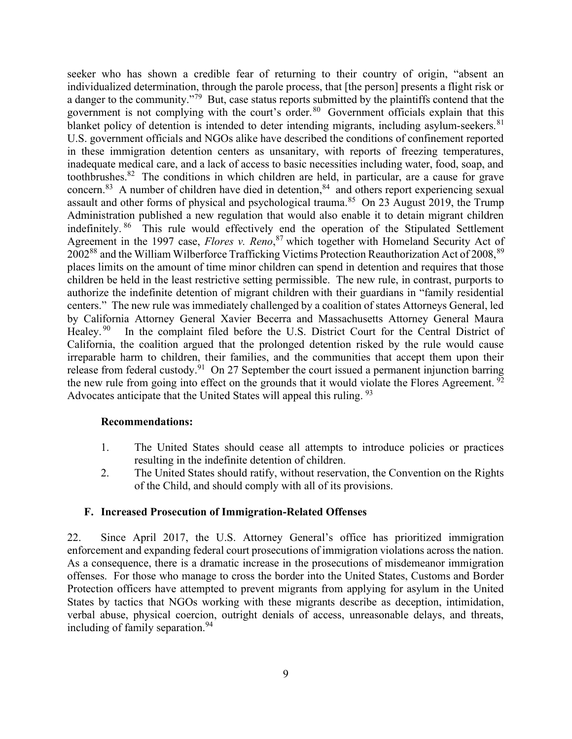seeker who has shown a credible fear of returning to their country of origin, "absent an individualized determination, through the parole process, that [the person] presents a flight risk or a danger to the community."[79] But, case status reports submitted by the plaintiffs contend that the government is not complying with the court's order.[80] Government officials explain that this blanket policy of detention is intended to deter intending migrants, including asylum-seekers.[81] U.S. government officials and NGOs alike have described the conditions of confinement reported in these immigration detention centers as unsanitary, with reports of freezing temperatures, inadequate medical care, and a lack of access to basic necessities including water, food, soap, and toothbrushes.[82] The conditions in which children are held, in particular, are a cause for grave concern.[83] A number of children have died in detention,[84] and others report experiencing sexual assault and other forms of physical and psychological trauma.[85] On 23 August 2019, the Trump Administration published a new regulation that would also enable it to detain migrant children indefinitely.[86] This rule would effectively end the operation of the Stipulated Settlement Agreement in the 1997 case, *Flores v. Reno*,[87] which together with Homeland Security Act of 2002[88] and the William Wilberforce Trafficking Victims Protection Reauthorization Act of 2008,[89] places limits on the amount of time minor children can spend in detention and requires that those children be held in the least restrictive setting permissible. The new rule, in contrast, purports to authorize the indefinite detention of migrant children with their guardians in "family residential centers." The new rule was immediately challenged by a coalition of states Attorneys General, led by California Attorney General Xavier Becerra and Massachusetts Attorney General Maura Healey.[90] In the complaint filed before the U.S. District Court for the Central District of California, the coalition argued that the prolonged detention risked by the rule would cause irreparable harm to children, their families, and the communities that accept them upon their release from federal custody.[91] On 27 September the court issued a permanent injunction barring the new rule from going into effect on the grounds that it would violate the Flores Agreement.[92] Advocates anticipate that the United States will appeal this ruling.[93]

**Recommendations:**

1. The United States should cease all attempts to introduce policies or practices resulting in the indefinite detention of children.
2. The United States should ratify, without reservation, the Convention on the Rights of the Child, and should comply with all of its provisions.

### F. Increased Prosecution of Immigration-Related Offenses

22. Since April 2017, the U.S. Attorney General's office has prioritized immigration enforcement and expanding federal court prosecutions of immigration violations across the nation. As a consequence, there is a dramatic increase in the prosecutions of misdemeanor immigration offenses. For those who manage to cross the border into the United States, Customs and Border Protection officers have attempted to prevent migrants from applying for asylum in the United States by tactics that NGOs working with these migrants describe as deception, intimidation, verbal abuse, physical coercion, outright denials of access, unreasonable delays, and threats, including of family separation.[94]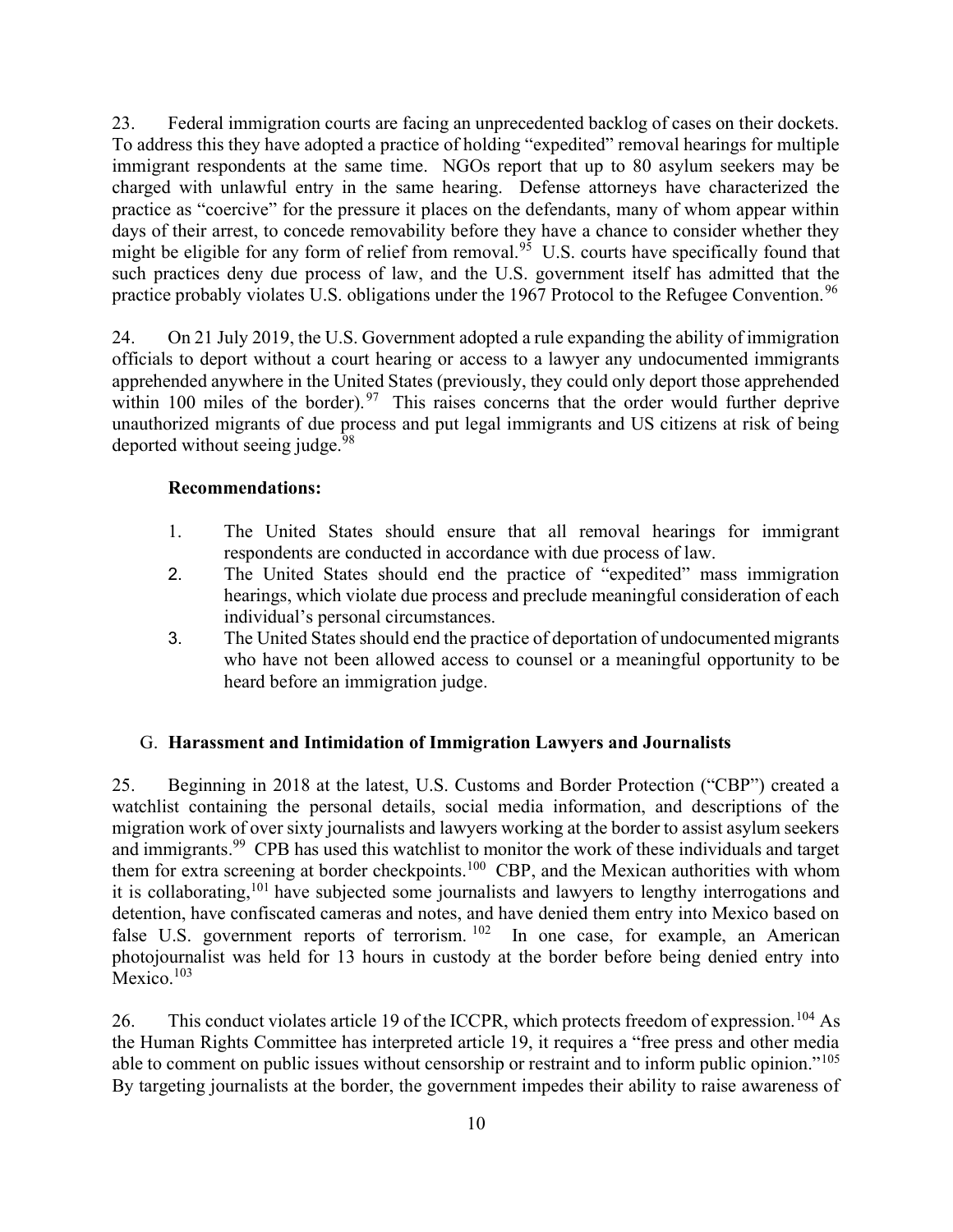23. Federal immigration courts are facing an unprecedented backlog of cases on their dockets. To address this they have adopted a practice of holding "expedited" removal hearings for multiple immigrant respondents at the same time. NGOs report that up to 80 asylum seekers may be charged with unlawful entry in the same hearing. Defense attorneys have characterized the practice as "coercive" for the pressure it places on the defendants, many of whom appear within days of their arrest, to concede removability before they have a chance to consider whether they might be eligible for any form of relief from removal.[95] U.S. courts have specifically found that such practices deny due process of law, and the U.S. government itself has admitted that the practice probably violates U.S. obligations under the 1967 Protocol to the Refugee Convention.[96]

24. On 21 July 2019, the U.S. Government adopted a rule expanding the ability of immigration officials to deport without a court hearing or access to a lawyer any undocumented immigrants apprehended anywhere in the United States (previously, they could only deport those apprehended within 100 miles of the border).[97] This raises concerns that the order would further deprive unauthorized migrants of due process and put legal immigrants and US citizens at risk of being deported without seeing judge.[98]

**Recommendations:**

1. The United States should ensure that all removal hearings for immigrant respondents are conducted in accordance with due process of law.
2. The United States should end the practice of "expedited" mass immigration hearings, which violate due process and preclude meaningful consideration of each individual's personal circumstances.
3. The United States should end the practice of deportation of undocumented migrants who have not been allowed access to counsel or a meaningful opportunity to be heard before an immigration judge.

## G. Harassment and Intimidation of Immigration Lawyers and Journalists

25. Beginning in 2018 at the latest, U.S. Customs and Border Protection ("CBP") created a watchlist containing the personal details, social media information, and descriptions of the migration work of over sixty journalists and lawyers working at the border to assist asylum seekers and immigrants.[99] CPB has used this watchlist to monitor the work of these individuals and target them for extra screening at border checkpoints.[100] CBP, and the Mexican authorities with whom it is collaborating,[101] have subjected some journalists and lawyers to lengthy interrogations and detention, have confiscated cameras and notes, and have denied them entry into Mexico based on false U.S. government reports of terrorism.[102] In one case, for example, an American photojournalist was held for 13 hours in custody at the border before being denied entry into Mexico.[103]

26. This conduct violates article 19 of the ICCPR, which protects freedom of expression.[104] As the Human Rights Committee has interpreted article 19, it requires a "free press and other media able to comment on public issues without censorship or restraint and to inform public opinion."[105] By targeting journalists at the border, the government impedes their ability to raise awareness of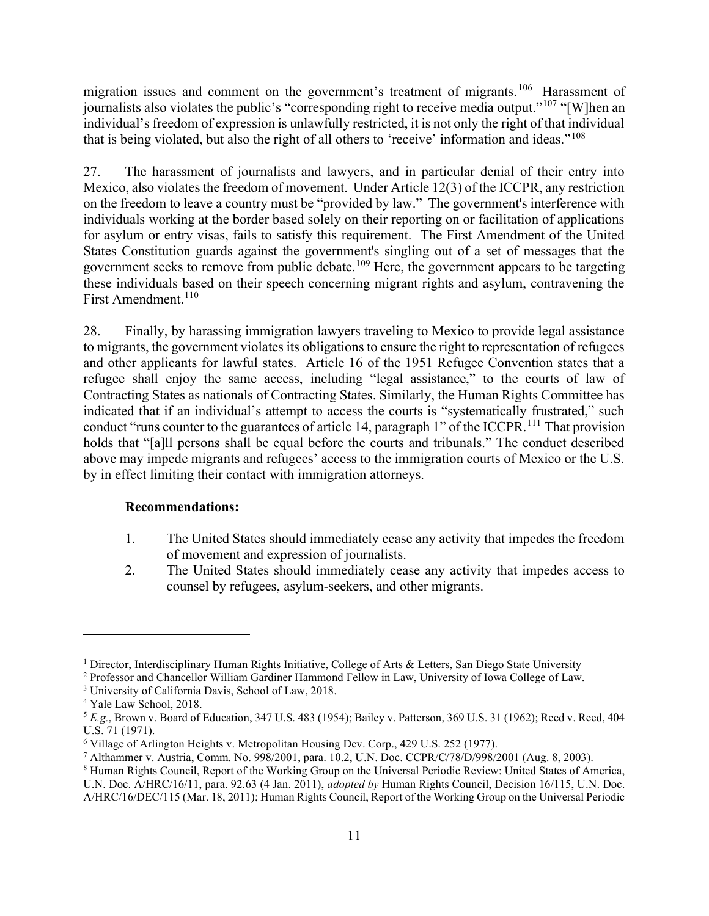migration issues and comment on the government's treatment of migrants.[106] Harassment of journalists also violates the public's "corresponding right to receive media output."[107] "[W]hen an individual's freedom of expression is unlawfully restricted, it is not only the right of that individual that is being violated, but also the right of all others to 'receive' information and ideas."[108]

27. The harassment of journalists and lawyers, and in particular denial of their entry into Mexico, also violates the freedom of movement. Under Article 12(3) of the ICCPR, any restriction on the freedom to leave a country must be "provided by law." The government's interference with individuals working at the border based solely on their reporting on or facilitation of applications for asylum or entry visas, fails to satisfy this requirement. The First Amendment of the United States Constitution guards against the government's singling out of a set of messages that the government seeks to remove from public debate.[109] Here, the government appears to be targeting these individuals based on their speech concerning migrant rights and asylum, contravening the First Amendment.[110]

28. Finally, by harassing immigration lawyers traveling to Mexico to provide legal assistance to migrants, the government violates its obligations to ensure the right to representation of refugees and other applicants for lawful states. Article 16 of the 1951 Refugee Convention states that a refugee shall enjoy the same access, including "legal assistance," to the courts of law of Contracting States as nationals of Contracting States. Similarly, the Human Rights Committee has indicated that if an individual's attempt to access the courts is "systematically frustrated," such conduct "runs counter to the guarantees of article 14, paragraph 1" of the ICCPR.[111] That provision holds that "[a]ll persons shall be equal before the courts and tribunals." The conduct described above may impede migrants and refugees' access to the immigration courts of Mexico or the U.S. by in effect limiting their contact with immigration attorneys.

**Recommendations:**

1. The United States should immediately cease any activity that impedes the freedom of movement and expression of journalists.
2. The United States should immediately cease any activity that impedes access to counsel by refugees, asylum-seekers, and other migrants.

---

[1] Director, Interdisciplinary Human Rights Initiative, College of Arts & Letters, San Diego State University

[2] Professor and Chancellor William Gardiner Hammond Fellow in Law, University of Iowa College of Law.

[3] University of California Davis, School of Law, 2018.

[4] Yale Law School, 2018.

[5] *E.g.*, Brown v. Board of Education, 347 U.S. 483 (1954); Bailey v. Patterson, 369 U.S. 31 (1962); Reed v. Reed, 404 U.S. 71 (1971).

[6] Village of Arlington Heights v. Metropolitan Housing Dev. Corp., 429 U.S. 252 (1977).

[7] Althammer v. Austria, Comm. No. 998/2001, para. 10.2, U.N. Doc. CCPR/C/78/D/998/2001 (Aug. 8, 2003).

[8] Human Rights Council, Report of the Working Group on the Universal Periodic Review: United States of America, U.N. Doc. A/HRC/16/11, para. 92.63 (4 Jan. 2011), *adopted by* Human Rights Council, Decision 16/115, U.N. Doc. A/HRC/16/DEC/115 (Mar. 18, 2011); Human Rights Council, Report of the Working Group on the Universal Periodic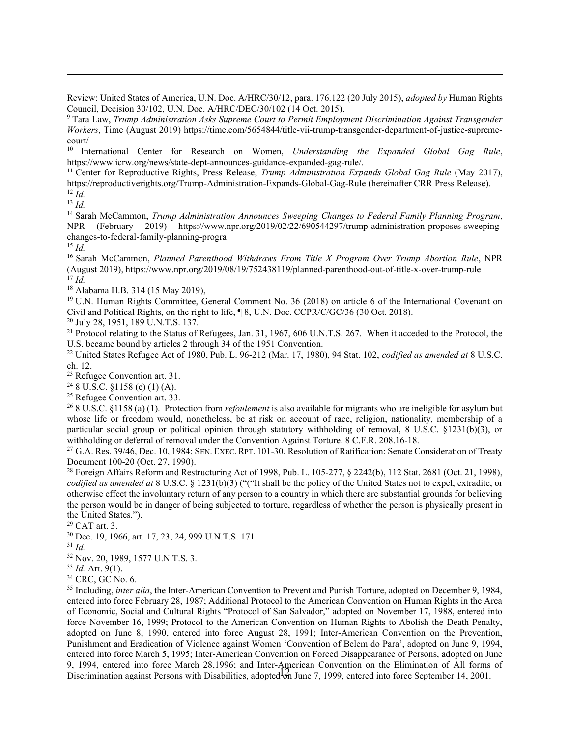Review: United States of America, U.N. Doc. A/HRC/30/12, para. 176.122 (20 July 2015), *adopted by* Human Rights Council, Decision 30/102, U.N. Doc. A/HRC/DEC/30/102 (14 Oct. 2015).

[9] Tara Law, *Trump Administration Asks Supreme Court to Permit Employment Discrimination Against Transgender Workers*, Time (August 2019) https://time.com/5654844/title-vii-trump-transgender-department-of-justice-supreme-court/

[10] International Center for Research on Women, *Understanding the Expanded Global Gag Rule*, https://www.icrw.org/news/state-dept-announces-guidance-expanded-gag-rule/.

[11] Center for Reproductive Rights, Press Release, *Trump Administration Expands Global Gag Rule* (May 2017), https://reproductiverights.org/Trump-Administration-Expands-Global-Gag-Rule (hereinafter CRR Press Release).

[12] *Id.*

[13] *Id.*

[14] Sarah McCammon, *Trump Administration Announces Sweeping Changes to Federal Family Planning Program*, NPR (February 2019) https://www.npr.org/2019/02/22/690544297/trump-administration-proposes-sweeping-changes-to-federal-family-planning-progra

[15] *Id.*

[16] Sarah McCammon, *Planned Parenthood Withdraws From Title X Program Over Trump Abortion Rule*, NPR (August 2019), https://www.npr.org/2019/08/19/752438119/planned-parenthood-out-of-title-x-over-trump-rule

[17] *Id.*

[18] Alabama H.B. 314 (15 May 2019),

[19] U.N. Human Rights Committee, General Comment No. 36 (2018) on article 6 of the International Covenant on Civil and Political Rights, on the right to life, ¶ 8, U.N. Doc. CCPR/C/GC/36 (30 Oct. 2018).

[20] July 28, 1951, 189 U.N.T.S. 137.

[21] Protocol relating to the Status of Refugees, Jan. 31, 1967, 606 U.N.T.S. 267. When it acceded to the Protocol, the U.S. became bound by articles 2 through 34 of the 1951 Convention.

[22] United States Refugee Act of 1980, Pub. L. 96-212 (Mar. 17, 1980), 94 Stat. 102, *codified as amended at* 8 U.S.C. ch. 12.

[23] Refugee Convention art. 31.

[24] 8 U.S.C. §1158 (c) (1) (A).

[25] Refugee Convention art. 33.

[26] 8 U.S.C. §1158 (a) (1). Protection from *refoulement* is also available for migrants who are ineligible for asylum but whose life or freedom would, nonetheless, be at risk on account of race, religion, nationality, membership of a particular social group or political opinion through statutory withholding of removal, 8 U.S.C. §1231(b)(3), or withholding or deferral of removal under the Convention Against Torture. 8 C.F.R. 208.16-18.

[27] G.A. Res. 39/46, Dec. 10, 1984; SEN. EXEC. RPT. 101-30, Resolution of Ratification: Senate Consideration of Treaty Document 100-20 (Oct. 27, 1990).

[28] Foreign Affairs Reform and Restructuring Act of 1998, Pub. L. 105-277, § 2242(b), 112 Stat. 2681 (Oct. 21, 1998), *codified as amended at* 8 U.S.C. § 1231(b)(3) (""It shall be the policy of the United States not to expel, extradite, or otherwise effect the involuntary return of any person to a country in which there are substantial grounds for believing the person would be in danger of being subjected to torture, regardless of whether the person is physically present in the United States.").

[29] CAT art. 3.

[30] Dec. 19, 1966, art. 17, 23, 24, 999 U.N.T.S. 171.

[31] *Id.*

[32] Nov. 20, 1989, 1577 U.N.T.S. 3.

[33] *Id.* Art. 9(1).

[34] CRC, GC No. 6.

[35] Including, *inter alia*, the Inter-American Convention to Prevent and Punish Torture, adopted on December 9, 1984, entered into force February 28, 1987; Additional Protocol to the American Convention on Human Rights in the Area of Economic, Social and Cultural Rights "Protocol of San Salvador," adopted on November 17, 1988, entered into force November 16, 1999; Protocol to the American Convention on Human Rights to Abolish the Death Penalty, adopted on June 8, 1990, entered into force August 28, 1991; Inter-American Convention on the Prevention, Punishment and Eradication of Violence against Women 'Convention of Belem do Para', adopted on June 9, 1994, entered into force March 5, 1995; Inter-American Convention on Forced Disappearance of Persons, adopted on June 9, 1994, entered into force March 28,1996; and Inter-American Convention on the Elimination of All forms of Discrimination against Persons with Disabilities, adopted on June 7, 1999, entered into force September 14, 2001.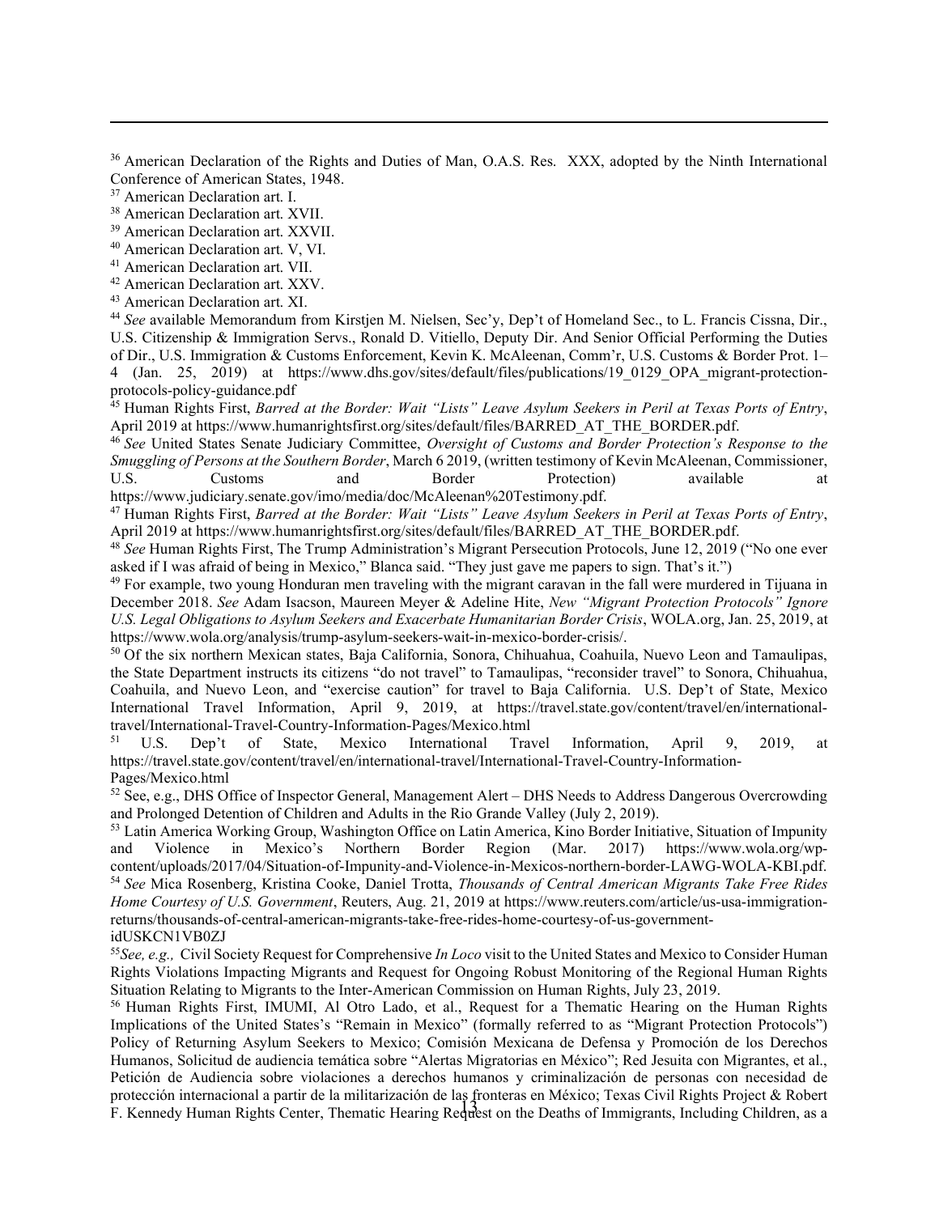[36] American Declaration of the Rights and Duties of Man, O.A.S. Res. XXX, adopted by the Ninth International Conference of American States, 1948.

[37] American Declaration art. I.

[38] American Declaration art. XVII.

[39] American Declaration art. XXVII.

[40] American Declaration art. V, VI.

[41] American Declaration art. VII.

[42] American Declaration art. XXV.

[43] American Declaration art. XI.

[44] *See* available Memorandum from Kirstjen M. Nielsen, Sec'y, Dep't of Homeland Sec., to L. Francis Cissna, Dir., U.S. Citizenship & Immigration Servs., Ronald D. Vitiello, Deputy Dir. And Senior Official Performing the Duties of Dir., U.S. Immigration & Customs Enforcement, Kevin K. McAleenan, Comm'r, U.S. Customs & Border Prot. 1–4 (Jan. 25, 2019) at https://www.dhs.gov/sites/default/files/publications/19_0129_OPA_migrant-protection-protocols-policy-guidance.pdf

[45] Human Rights First, *Barred at the Border: Wait "Lists" Leave Asylum Seekers in Peril at Texas Ports of Entry*, April 2019 at https://www.humanrightsfirst.org/sites/default/files/BARRED_AT_THE_BORDER.pdf.

[46] *See* United States Senate Judiciary Committee, *Oversight of Customs and Border Protection's Response to the Smuggling of Persons at the Southern Border*, March 6 2019, (written testimony of Kevin McAleenan, Commissioner, U.S. Customs and Border Protection) available at https://www.judiciary.senate.gov/imo/media/doc/McAleenan%20Testimony.pdf.

[47] Human Rights First, *Barred at the Border: Wait "Lists" Leave Asylum Seekers in Peril at Texas Ports of Entry*, April 2019 at https://www.humanrightsfirst.org/sites/default/files/BARRED_AT_THE_BORDER.pdf.

[48] *See* Human Rights First, The Trump Administration's Migrant Persecution Protocols, June 12, 2019 ("No one ever asked if I was afraid of being in Mexico," Blanca said. "They just gave me papers to sign. That's it.")

[49] For example, two young Honduran men traveling with the migrant caravan in the fall were murdered in Tijuana in December 2018. *See* Adam Isacson, Maureen Meyer & Adeline Hite, *New "Migrant Protection Protocols" Ignore U.S. Legal Obligations to Asylum Seekers and Exacerbate Humanitarian Border Crisis*, WOLA.org, Jan. 25, 2019, at https://www.wola.org/analysis/trump-asylum-seekers-wait-in-mexico-border-crisis/.

[50] Of the six northern Mexican states, Baja California, Sonora, Chihuahua, Coahuila, Nuevo Leon and Tamaulipas, the State Department instructs its citizens "do not travel" to Tamaulipas, "reconsider travel" to Sonora, Chihuahua, Coahuila, and Nuevo Leon, and "exercise caution" for travel to Baja California. U.S. Dep't of State, Mexico International Travel Information, April 9, 2019, at https://travel.state.gov/content/travel/en/international-travel/International-Travel-Country-Information-Pages/Mexico.html

[51] U.S. Dep't of State, Mexico International Travel Information, April 9, 2019, at https://travel.state.gov/content/travel/en/international-travel/International-Travel-Country-Information-Pages/Mexico.html

[52] See, e.g., DHS Office of Inspector General, Management Alert – DHS Needs to Address Dangerous Overcrowding and Prolonged Detention of Children and Adults in the Rio Grande Valley (July 2, 2019).

[53] Latin America Working Group, Washington Office on Latin America, Kino Border Initiative, Situation of Impunity and Violence in Mexico's Northern Border Region (Mar. 2017) https://www.wola.org/wp-content/uploads/2017/04/Situation-of-Impunity-and-Violence-in-Mexicos-northern-border-LAWG-WOLA-KBI.pdf.

[54] *See* Mica Rosenberg, Kristina Cooke, Daniel Trotta, *Thousands of Central American Migrants Take Free Rides Home Courtesy of U.S. Government*, Reuters, Aug. 21, 2019 at https://www.reuters.com/article/us-usa-immigration-returns/thousands-of-central-american-migrants-take-free-rides-home-courtesy-of-us-government-idUSKCN1VB0ZJ

[55] *See, e.g.,* Civil Society Request for Comprehensive *In Loco* visit to the United States and Mexico to Consider Human Rights Violations Impacting Migrants and Request for Ongoing Robust Monitoring of the Regional Human Rights Situation Relating to Migrants to the Inter-American Commission on Human Rights, July 23, 2019.

[56] Human Rights First, IMUMI, Al Otro Lado, et al., Request for a Thematic Hearing on the Human Rights Implications of the United States's "Remain in Mexico" (formally referred to as "Migrant Protection Protocols") Policy of Returning Asylum Seekers to Mexico; Comisión Mexicana de Defensa y Promoción de los Derechos Humanos, Solicitud de audiencia temática sobre "Alertas Migratorias en México"; Red Jesuita con Migrantes, et al., Petición de Audiencia sobre violaciones a derechos humanos y criminalización de personas con necesidad de protección internacional a partir de la militarización de las fronteras en México; Texas Civil Rights Project & Robert F. Kennedy Human Rights Center, Thematic Hearing Request on the Deaths of Immigrants, Including Children, as a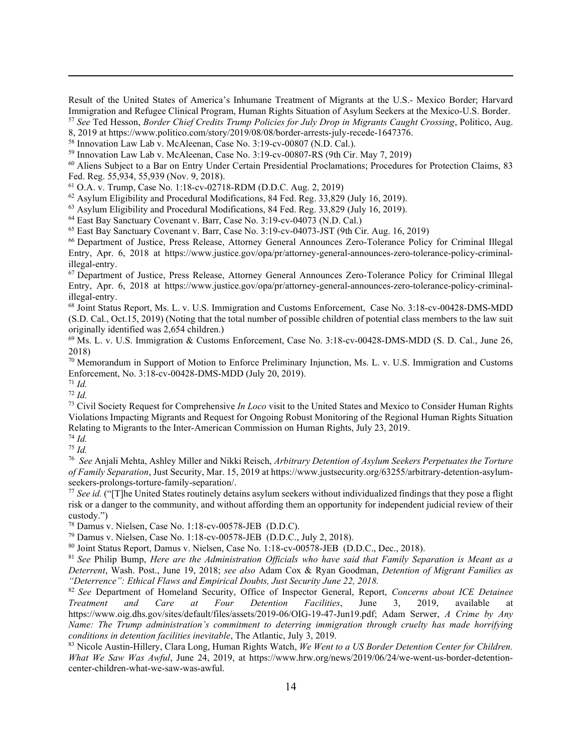Result of the United States of America's Inhumane Treatment of Migrants at the U.S.- Mexico Border; Harvard Immigration and Refugee Clinical Program, Human Rights Situation of Asylum Seekers at the Mexico-U.S. Border.

[57] *See* Ted Hesson, *Border Chief Credits Trump Policies for July Drop in Migrants Caught Crossing*, Politico, Aug. 8, 2019 at https://www.politico.com/story/2019/08/08/border-arrests-july-recede-1647376.

[58] Innovation Law Lab v. McAleenan, Case No. 3:19-cv-00807 (N.D. Cal.).

[59] Innovation Law Lab v. McAleenan, Case No. 3:19-cv-00807-RS (9th Cir. May 7, 2019)

[60] Aliens Subject to a Bar on Entry Under Certain Presidential Proclamations; Procedures for Protection Claims, 83 Fed. Reg. 55,934, 55,939 (Nov. 9, 2018).

[61] O.A. v. Trump, Case No. 1:18-cv-02718-RDM (D.D.C. Aug. 2, 2019)

[62] Asylum Eligibility and Procedural Modifications, 84 Fed. Reg. 33,829 (July 16, 2019).

[63] Asylum Eligibility and Procedural Modifications, 84 Fed. Reg. 33,829 (July 16, 2019).

[64] East Bay Sanctuary Covenant v. Barr, Case No. 3:19-cv-04073 (N.D. Cal.)

[65] East Bay Sanctuary Covenant v. Barr, Case No. 3:19-cv-04073-JST (9th Cir. Aug. 16, 2019)

[66] Department of Justice, Press Release, Attorney General Announces Zero-Tolerance Policy for Criminal Illegal Entry, Apr. 6, 2018 at https://www.justice.gov/opa/pr/attorney-general-announces-zero-tolerance-policy-criminal-illegal-entry.

[67] Department of Justice, Press Release, Attorney General Announces Zero-Tolerance Policy for Criminal Illegal Entry, Apr. 6, 2018 at https://www.justice.gov/opa/pr/attorney-general-announces-zero-tolerance-policy-criminal-illegal-entry.

[68] Joint Status Report, Ms. L. v. U.S. Immigration and Customs Enforcement, Case No. 3:18-cv-00428-DMS-MDD (S.D. Cal., Oct.15, 2019) (Noting that the total number of possible children of potential class members to the law suit originally identified was 2,654 children.)

[69] Ms. L. v. U.S. Immigration & Customs Enforcement, Case No. 3:18-cv-00428-DMS-MDD (S. D. Cal., June 26, 2018)

[70] Memorandum in Support of Motion to Enforce Preliminary Injunction, Ms. L. v. U.S. Immigration and Customs Enforcement, No. 3:18-cv-00428-DMS-MDD (July 20, 2019).

[71] *Id.*

[72] *Id.*

[73] Civil Society Request for Comprehensive *In Loco* visit to the United States and Mexico to Consider Human Rights Violations Impacting Migrants and Request for Ongoing Robust Monitoring of the Regional Human Rights Situation Relating to Migrants to the Inter-American Commission on Human Rights, July 23, 2019.

[74] *Id.*

[75] *Id.*

[76] *See* Anjali Mehta, Ashley Miller and Nikki Reisch, *Arbitrary Detention of Asylum Seekers Perpetuates the Torture of Family Separation*, Just Security, Mar. 15, 2019 at https://www.justsecurity.org/63255/arbitrary-detention-asylum-seekers-prolongs-torture-family-separation/.

[77] *See id.* ("[T]he United States routinely detains asylum seekers without individualized findings that they pose a flight risk or a danger to the community, and without affording them an opportunity for independent judicial review of their custody.")

[78] Damus v. Nielsen, Case No. 1:18-cv-00578-JEB (D.D.C).

[79] Damus v. Nielsen, Case No. 1:18-cv-00578-JEB (D.D.C., July 2, 2018).

[80] Joint Status Report, Damus v. Nielsen, Case No. 1:18-cv-00578-JEB (D.D.C., Dec., 2018).

[81] *See* Philip Bump, *Here are the Administration Officials who have said that Family Separation is Meant as a Deterrent*, Wash. Post., June 19, 2018; *see also* Adam Cox & Ryan Goodman, *Detention of Migrant Families as "Deterrence": Ethical Flaws and Empirical Doubts, Just Security June 22, 2018.*

[82] *See* Department of Homeland Security, Office of Inspector General, Report, *Concerns about ICE Detainee Treatment and Care at Four Detention Facilities*, June 3, 2019, available at https://www.oig.dhs.gov/sites/default/files/assets/2019-06/OIG-19-47-Jun19.pdf; Adam Serwer, *A Crime by Any Name: The Trump administration's commitment to deterring immigration through cruelty has made horrifying conditions in detention facilities inevitable*, The Atlantic, July 3, 2019.

[83] Nicole Austin-Hillery, Clara Long, Human Rights Watch, *We Went to a US Border Detention Center for Children. What We Saw Was Awful*, June 24, 2019, at https://www.hrw.org/news/2019/06/24/we-went-us-border-detention-center-children-what-we-saw-was-awful.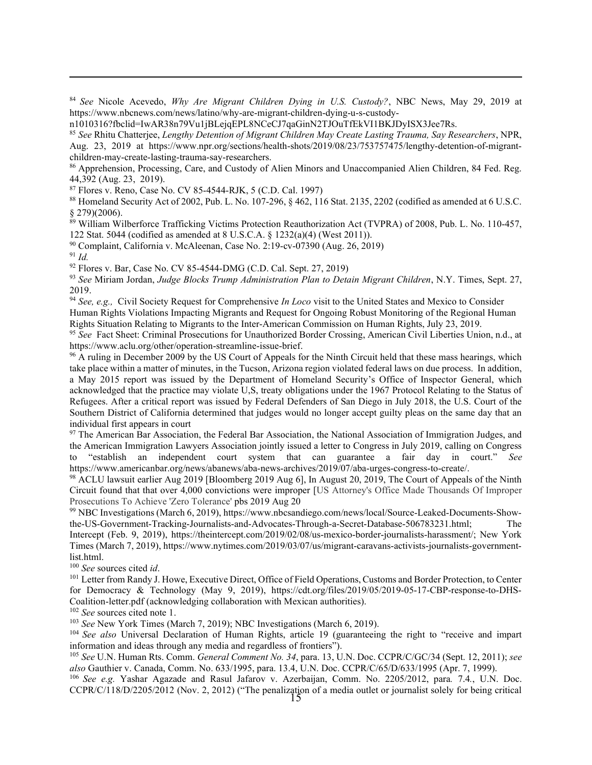[84] *See* Nicole Acevedo, *Why Are Migrant Children Dying in U.S. Custody?*, NBC News, May 29, 2019 at https://www.nbcnews.com/news/latino/why-are-migrant-children-dying-u-s-custody-n1010316?fbclid=IwAR38n79Vu1jBLejqEPL8NCeCJ7qaGinN2TJOuTfEkVI1BKJDyISX3Jee7Rs.

[85] *See* Rhitu Chatterjee, *Lengthy Detention of Migrant Children May Create Lasting Trauma, Say Researchers*, NPR, Aug. 23, 2019 at https://www.npr.org/sections/health-shots/2019/08/23/753757475/lengthy-detention-of-migrant-children-may-create-lasting-trauma-say-researchers.

[86] Apprehension, Processing, Care, and Custody of Alien Minors and Unaccompanied Alien Children, 84 Fed. Reg. 44,392 (Aug. 23, 2019).

[87] Flores v. Reno, Case No. CV 85-4544-RJK, 5 (C.D. Cal. 1997)

[88] Homeland Security Act of 2002, Pub. L. No. 107-296, § 462, 116 Stat. 2135, 2202 (codified as amended at 6 U.S.C. § 279)(2006).

[89] William Wilberforce Trafficking Victims Protection Reauthorization Act (TVPRA) of 2008, Pub. L. No. 110-457, 122 Stat. 5044 (codified as amended at 8 U.S.C.A. § 1232(a)(4) (West 2011)).

[90] Complaint, California v. McAleenan, Case No. 2:19-cv-07390 (Aug. 26, 2019)

[91] *Id.*

[92] Flores v. Bar, Case No. CV 85-4544-DMG (C.D. Cal. Sept. 27, 2019)

[93] *See* Miriam Jordan, *Judge Blocks Trump Administration Plan to Detain Migrant Children*, N.Y. Times, Sept. 27, 2019.

[94] *See, e.g.,* Civil Society Request for Comprehensive *In Loco* visit to the United States and Mexico to Consider Human Rights Violations Impacting Migrants and Request for Ongoing Robust Monitoring of the Regional Human Rights Situation Relating to Migrants to the Inter-American Commission on Human Rights, July 23, 2019.

[95] *See* Fact Sheet: Criminal Prosecutions for Unauthorized Border Crossing, American Civil Liberties Union, n.d., at https://www.aclu.org/other/operation-streamline-issue-brief.

[96] A ruling in December 2009 by the US Court of Appeals for the Ninth Circuit held that these mass hearings, which take place within a matter of minutes, in the Tucson, Arizona region violated federal laws on due process. In addition, a May 2015 report was issued by the Department of Homeland Security's Office of Inspector General, which acknowledged that the practice may violate U,S, treaty obligations under the 1967 Protocol Relating to the Status of Refugees. After a critical report was issued by Federal Defenders of San Diego in July 2018, the U.S. Court of the Southern District of California determined that judges would no longer accept guilty pleas on the same day that an individual first appears in court

[97] The American Bar Association, the Federal Bar Association, the National Association of Immigration Judges, and the American Immigration Lawyers Association jointly issued a letter to Congress in July 2019, calling on Congress to "establish an independent court system that can guarantee a fair day in court." *See* https://www.americanbar.org/news/abanews/aba-news-archives/2019/07/aba-urges-congress-to-create/.

[98] ACLU lawsuit earlier Aug 2019 [Bloomberg 2019 Aug 6], In August 20, 2019, The Court of Appeals of the Ninth Circuit found that that over 4,000 convictions were improper [US Attorney's Office Made Thousands Of Improper Prosecutions To Achieve 'Zero Tolerance' pbs 2019 Aug 20

[99] NBC Investigations (March 6, 2019), https://www.nbcsandiego.com/news/local/Source-Leaked-Documents-Show-the-US-Government-Tracking-Journalists-and-Advocates-Through-a-Secret-Database-506783231.html; The Intercept (Feb. 9, 2019), https://theintercept.com/2019/02/08/us-mexico-border-journalists-harassment/; New York Times (March 7, 2019), https://www.nytimes.com/2019/03/07/us/migrant-caravans-activists-journalists-government-list.html.

[100] *See* sources cited *id*.

[101] Letter from Randy J. Howe, Executive Direct, Office of Field Operations, Customs and Border Protection, to Center for Democracy & Technology (May 9, 2019), https://cdt.org/files/2019/05/2019-05-17-CBP-response-to-DHS-Coalition-letter.pdf (acknowledging collaboration with Mexican authorities).

[102] *See* sources cited note 1.

[103] *See* New York Times (March 7, 2019); NBC Investigations (March 6, 2019).

[104] *See also* Universal Declaration of Human Rights, article 19 (guaranteeing the right to "receive and impart information and ideas through any media and regardless of frontiers").

[105] *See* U.N. Human Rts. Comm. *General Comment No. 34*, para. 13, U.N. Doc. CCPR/C/GC/34 (Sept. 12, 2011); *see also* Gauthier v. Canada, Comm. No. 633/1995, para. 13.4, U.N. Doc. CCPR/C/65/D/633/1995 (Apr. 7, 1999).

[106] *See e.g.* Yashar Agazade and Rasul Jafarov v. Azerbaijan, Comm. No. 2205/2012, para. 7.4., U.N. Doc. CCPR/C/118/D/2205/2012 (Nov. 2, 2012) ("The penalization of a media outlet or journalist solely for being critical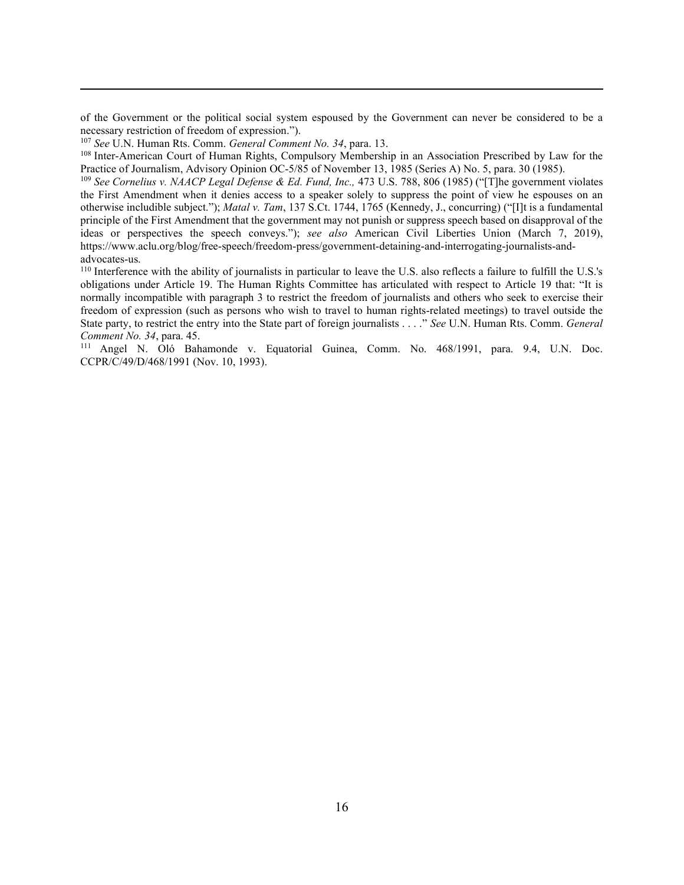of the Government or the political social system espoused by the Government can never be considered to be a necessary restriction of freedom of expression.").

[107] *See* U.N. Human Rts. Comm. *General Comment No. 34*, para. 13.

[108] Inter-American Court of Human Rights, Compulsory Membership in an Association Prescribed by Law for the Practice of Journalism, Advisory Opinion OC-5/85 of November 13, 1985 (Series A) No. 5, para. 30 (1985).

[109] *See Cornelius v. NAACP Legal Defense & Ed. Fund, Inc.,* 473 U.S. 788, 806 (1985) ("[T]he government violates the First Amendment when it denies access to a speaker solely to suppress the point of view he espouses on an otherwise includible subject."); *Matal v. Tam*, 137 S.Ct. 1744, 1765 (Kennedy, J., concurring) ("[I]t is a fundamental principle of the First Amendment that the government may not punish or suppress speech based on disapproval of the ideas or perspectives the speech conveys."); *see also* American Civil Liberties Union (March 7, 2019), https://www.aclu.org/blog/free-speech/freedom-press/government-detaining-and-interrogating-journalists-and-advocates-us.

[110] Interference with the ability of journalists in particular to leave the U.S. also reflects a failure to fulfill the U.S.'s obligations under Article 19. The Human Rights Committee has articulated with respect to Article 19 that: "It is normally incompatible with paragraph 3 to restrict the freedom of journalists and others who seek to exercise their freedom of expression (such as persons who wish to travel to human rights-related meetings) to travel outside the State party, to restrict the entry into the State part of foreign journalists . . . ." *See* U.N. Human Rts. Comm. *General Comment No. 34*, para. 45.

[111] Angel N. Oló Bahamonde v. Equatorial Guinea, Comm. No. 468/1991, para. 9.4, U.N. Doc. CCPR/C/49/D/468/1991 (Nov. 10, 1993).